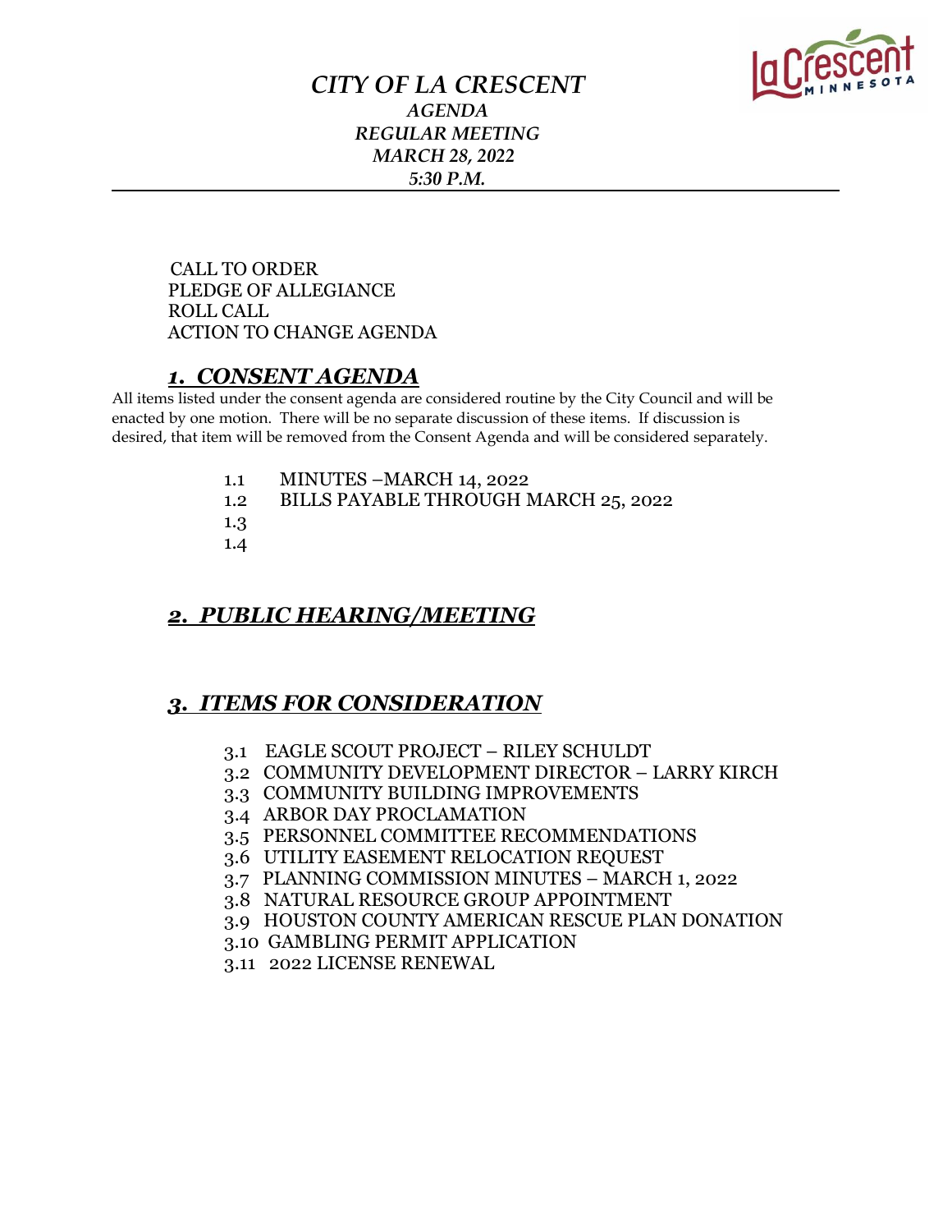# *CITY OF LA CRESCENT*

### *AGENDA*
### *REGULAR MEETING*
### *MARCH 28, 2022*
### *5:30 P.M.*

---

CALL TO ORDER
PLEDGE OF ALLEGIANCE
ROLL CALL
ACTION TO CHANGE AGENDA

## ***1. CONSENT AGENDA***

All items listed under the consent agenda are considered routine by the City Council and will be enacted by one motion. There will be no separate discussion of these items. If discussion is desired, that item will be removed from the Consent Agenda and will be considered separately.

1.1 MINUTES –MARCH 14, 2022
1.2 BILLS PAYABLE THROUGH MARCH 25, 2022
1.3
1.4

## ***2. PUBLIC HEARING/MEETING***

## ***3. ITEMS FOR CONSIDERATION***

3.1 EAGLE SCOUT PROJECT – RILEY SCHULDT
3.2 COMMUNITY DEVELOPMENT DIRECTOR – LARRY KIRCH
3.3 COMMUNITY BUILDING IMPROVEMENTS
3.4 ARBOR DAY PROCLAMATION
3.5 PERSONNEL COMMITTEE RECOMMENDATIONS
3.6 UTILITY EASEMENT RELOCATION REQUEST
3.7 PLANNING COMMISSION MINUTES – MARCH 1, 2022
3.8 NATURAL RESOURCE GROUP APPOINTMENT
3.9 HOUSTON COUNTY AMERICAN RESCUE PLAN DONATION
3.10 GAMBLING PERMIT APPLICATION
3.11 2022 LICENSE RENEWAL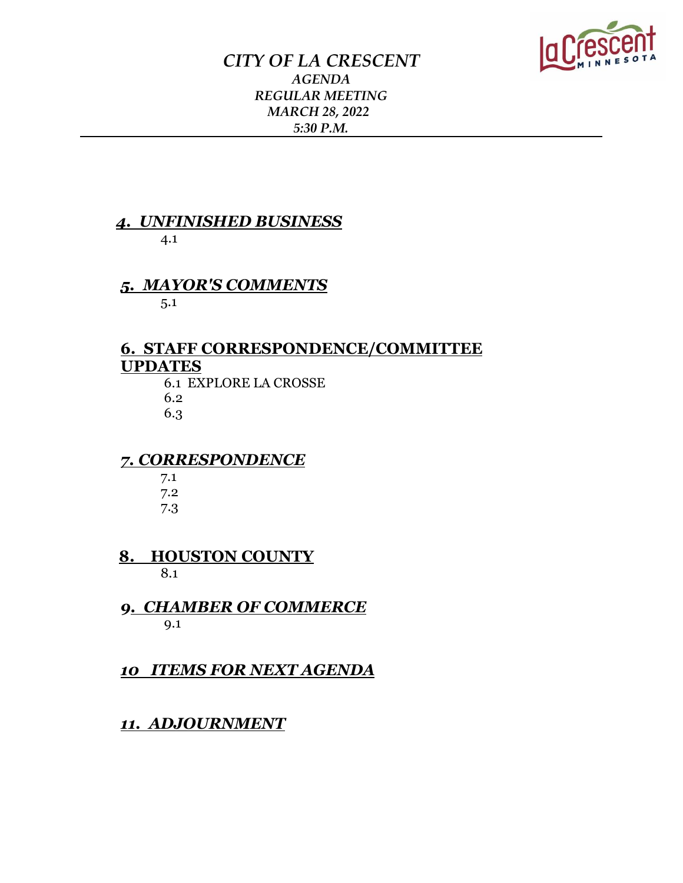*CITY OF LA CRESCENT*
*AGENDA*
*REGULAR MEETING*
*MARCH 28, 2022*
*5:30 P.M.*

## *4. UNFINISHED BUSINESS*

4.1

## *5. MAYOR'S COMMENTS*

5.1

## 6. STAFF CORRESPONDENCE/COMMITTEE UPDATES

6.1 EXPLORE LA CROSSE
6.2
6.3

## *7. CORRESPONDENCE*

7.1
7.2
7.3

## 8. HOUSTON COUNTY

8.1

## *9. CHAMBER OF COMMERCE*

9.1

## *10 ITEMS FOR NEXT AGENDA*

## *11. ADJOURNMENT*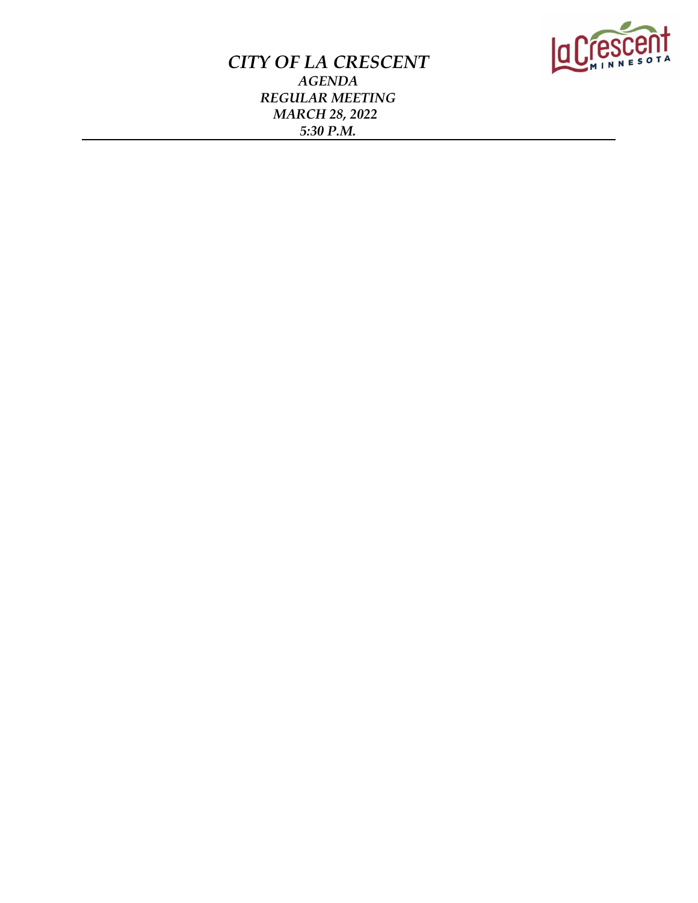*CITY OF LA CRESCENT*

*AGENDA*

*REGULAR MEETING*

*MARCH 28, 2022*

*5:30 P.M.*

---